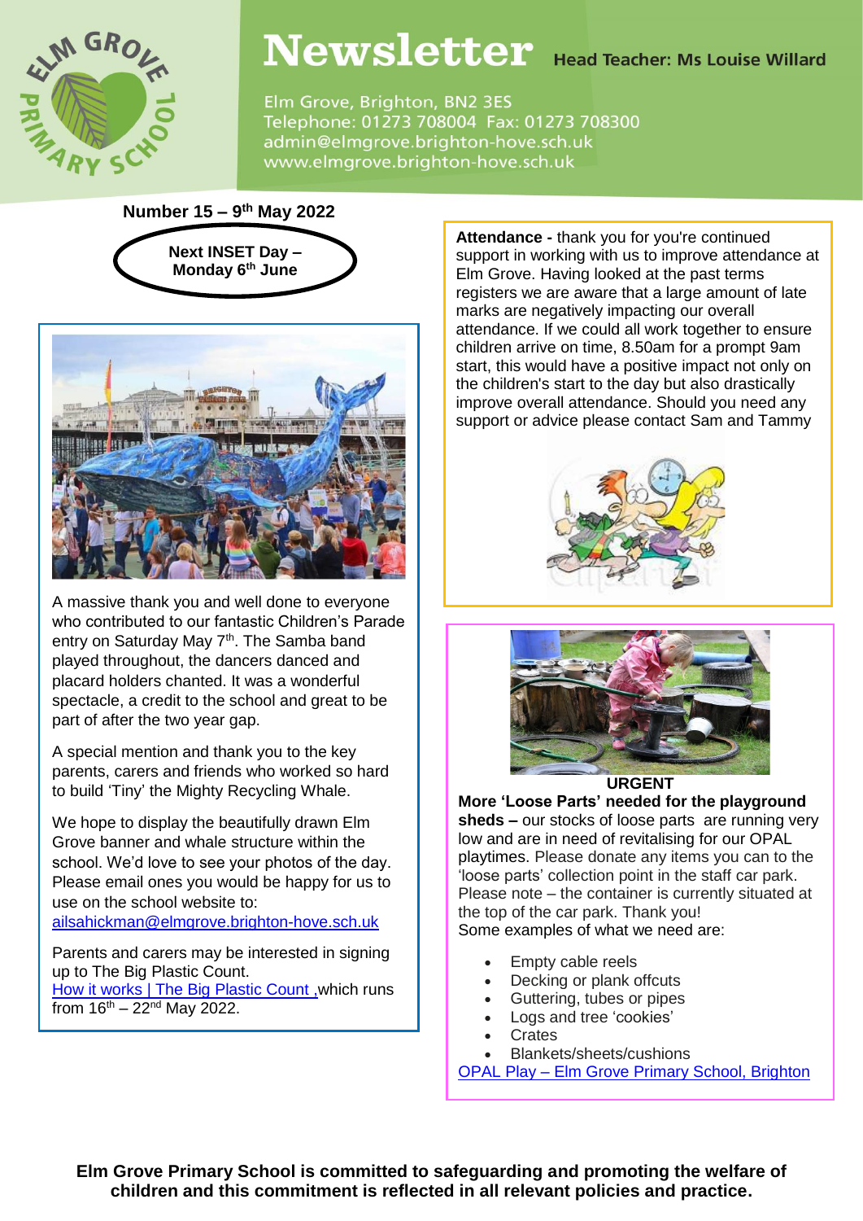# Newsletter

**Head Teacher: Ms Louise Willard**

Elm Grove, Brighton, BN2 3ES
Telephone: 01273 708004 Fax: 01273 708300
admin@elmgrove.brighton-hove.sch.uk
www.elmgrove.brighton-hove.sch.uk

**Number 15 – 9th May 2022**

**Next INSET Day – Monday 6th June**

A massive thank you and well done to everyone who contributed to our fantastic Children's Parade entry on Saturday May 7th. The Samba band played throughout, the dancers danced and placard holders chanted. It was a wonderful spectacle, a credit to the school and great to be part of after the two year gap.

A special mention and thank you to the key parents, carers and friends who worked so hard to build 'Tiny' the Mighty Recycling Whale.

We hope to display the beautifully drawn Elm Grove banner and whale structure within the school. We'd love to see your photos of the day. Please email ones you would be happy for us to use on the school website to: ailsahickman@elmgrove.brighton-hove.sch.uk

Parents and carers may be interested in signing up to The Big Plastic Count. How it works | The Big Plastic Count ,which runs from 16th – 22nd May 2022.

**Attendance -** thank you for you're continued support in working with us to improve attendance at Elm Grove. Having looked at the past terms registers we are aware that a large amount of late marks are negatively impacting our overall attendance. If we could all work together to ensure children arrive on time, 8.50am for a prompt 9am start, this would have a positive impact not only on the children's start to the day but also drastically improve overall attendance. Should you need any support or advice please contact Sam and Tammy

**URGENT**

**More 'Loose Parts' needed for the playground sheds –** our stocks of loose parts are running very low and are in need of revitalising for our OPAL playtimes. Please donate any items you can to the 'loose parts' collection point in the staff car park. Please note – the container is currently situated at the top of the car park. Thank you!
Some examples of what we need are:

- Empty cable reels
- Decking or plank offcuts
- Guttering, tubes or pipes
- Logs and tree 'cookies'
- Crates
- Blankets/sheets/cushions

OPAL Play – Elm Grove Primary School, Brighton

**Elm Grove Primary School is committed to safeguarding and promoting the welfare of children and this commitment is reflected in all relevant policies and practice.**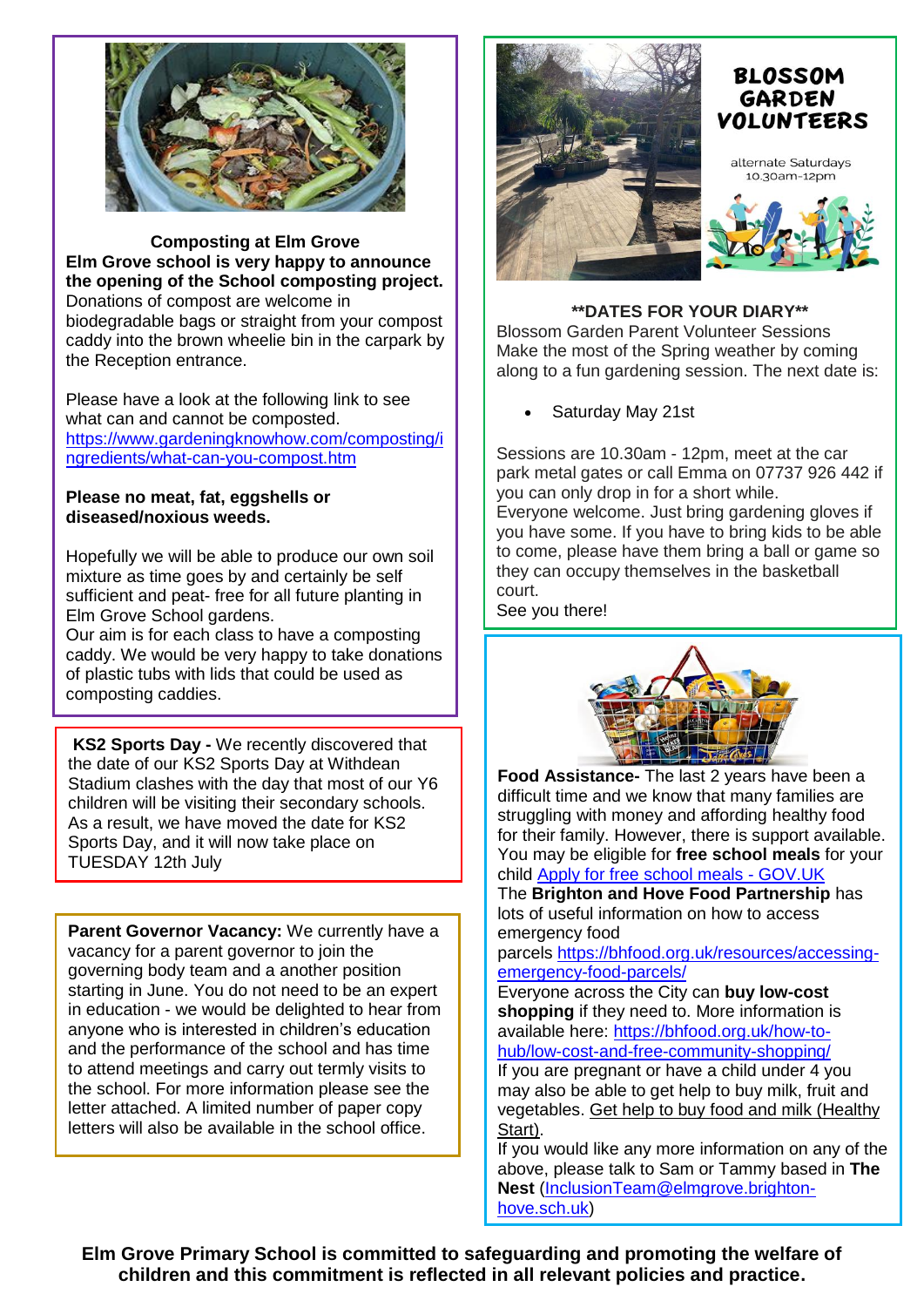### Composting at Elm Grove

**Elm Grove school is very happy to announce the opening of the School composting project.**

Donations of compost are welcome in biodegradable bags or straight from your compost caddy into the brown wheelie bin in the carpark by the Reception entrance.

Please have a look at the following link to see what can and cannot be composted.
https://www.gardeningknowhow.com/composting/ingredients/what-can-you-compost.htm

**Please no meat, fat, eggshells or diseased/noxious weeds.**

Hopefully we will be able to produce our own soil mixture as time goes by and certainly be self sufficient and peat- free for all future planting in Elm Grove School gardens.
Our aim is for each class to have a composting caddy. We would be very happy to take donations of plastic tubs with lids that could be used as composting caddies.

**KS2 Sports Day -** We recently discovered that the date of our KS2 Sports Day at Withdean Stadium clashes with the day that most of our Y6 children will be visiting their secondary schools. As a result, we have moved the date for KS2 Sports Day, and it will now take place on TUESDAY 12th July

**Parent Governor Vacancy:** We currently have a vacancy for a parent governor to join the governing body team and a another position starting in June. You do not need to be an expert in education - we would be delighted to hear from anyone who is interested in children's education and the performance of the school and has time to attend meetings and carry out termly visits to the school. For more information please see the letter attached. A limited number of paper copy letters will also be available in the school office.

## BLOSSOM GARDEN VOLUNTEERS

alternate Saturdays
10.30am-12pm

**\*\*DATES FOR YOUR DIARY\*\***

Blossom Garden Parent Volunteer Sessions
Make the most of the Spring weather by coming along to a fun gardening session. The next date is:

- Saturday May 21st

Sessions are 10.30am - 12pm, meet at the car park metal gates or call Emma on 07737 926 442 if you can only drop in for a short while.
Everyone welcome. Just bring gardening gloves if you have some. If you have to bring kids to be able to come, please have them bring a ball or game so they can occupy themselves in the basketball court.
See you there!

**Food Assistance-** The last 2 years have been a difficult time and we know that many families are struggling with money and affording healthy food for their family. However, there is support available. You may be eligible for **free school meals** for your child Apply for free school meals - GOV.UK
The **Brighton and Hove Food Partnership** has lots of useful information on how to access emergency food parcels https://bhfood.org.uk/resources/accessing-emergency-food-parcels/
Everyone across the City can **buy low-cost shopping** if they need to. More information is available here: https://bhfood.org.uk/how-to-hub/low-cost-and-free-community-shopping/
If you are pregnant or have a child under 4 you may also be able to get help to buy milk, fruit and vegetables. Get help to buy food and milk (Healthy Start).
If you would like any more information on any of the above, please talk to Sam or Tammy based in **The Nest** (InclusionTeam@elmgrove.brighton-hove.sch.uk)

**Elm Grove Primary School is committed to safeguarding and promoting the welfare of children and this commitment is reflected in all relevant policies and practice.**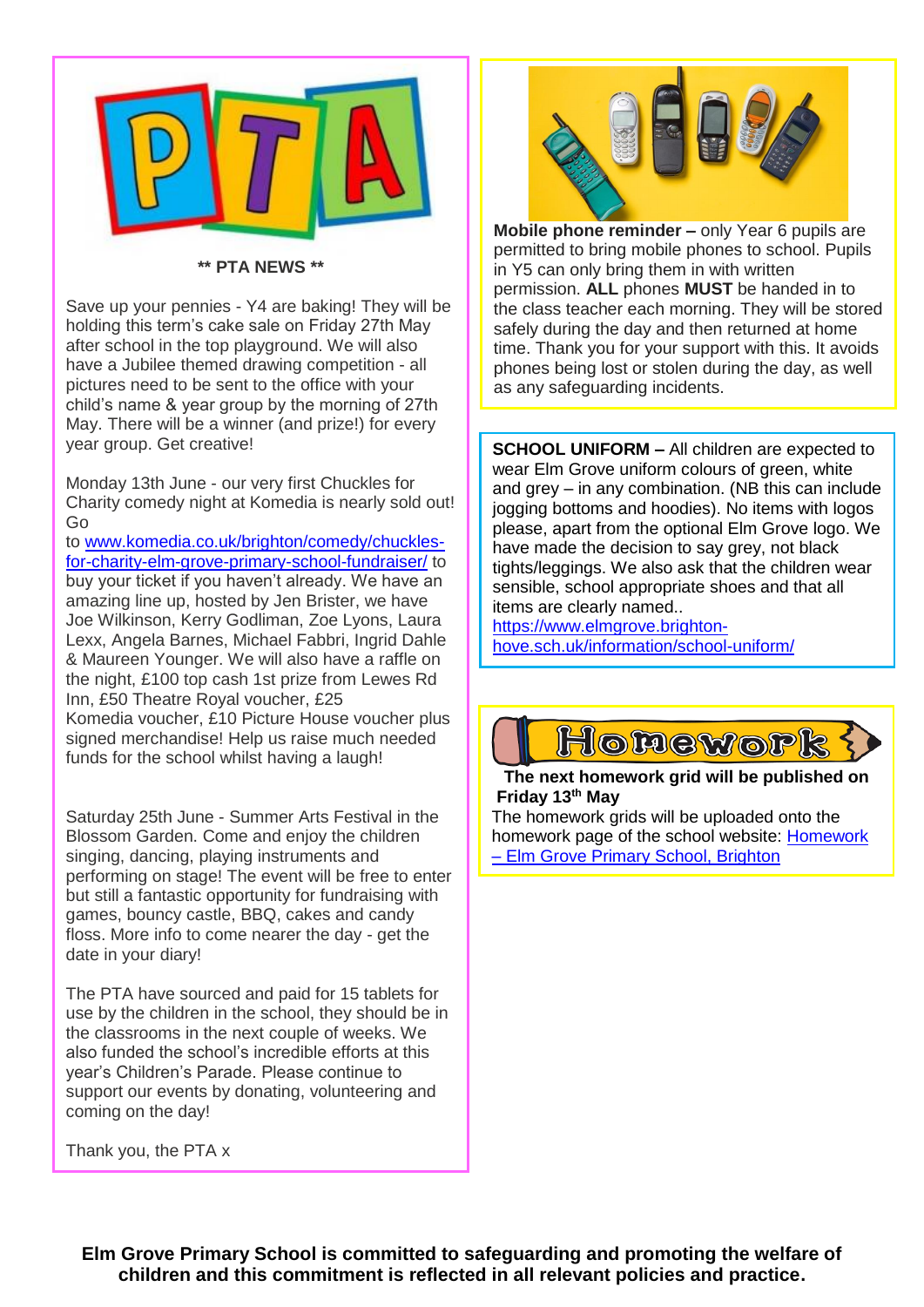**\*\* PTA NEWS \*\***

Save up your pennies - Y4 are baking! They will be holding this term's cake sale on Friday 27th May after school in the top playground. We will also have a Jubilee themed drawing competition - all pictures need to be sent to the office with your child's name & year group by the morning of 27th May. There will be a winner (and prize!) for every year group. Get creative!

Monday 13th June - our very first Chuckles for Charity comedy night at Komedia is nearly sold out! Go to [www.komedia.co.uk/brighton/comedy/chuckles-for-charity-elm-grove-primary-school-fundraiser/](www.komedia.co.uk/brighton/comedy/chuckles-for-charity-elm-grove-primary-school-fundraiser/) to buy your ticket if you haven't already. We have an amazing line up, hosted by Jen Brister, we have Joe Wilkinson, Kerry Godliman, Zoe Lyons, Laura Lexx, Angela Barnes, Michael Fabbri, Ingrid Dahle & Maureen Younger. We will also have a raffle on the night, £100 top cash 1st prize from Lewes Rd Inn, £50 Theatre Royal voucher, £25 Komedia voucher, £10 Picture House voucher plus signed merchandise! Help us raise much needed funds for the school whilst having a laugh!

Saturday 25th June - Summer Arts Festival in the Blossom Garden. Come and enjoy the children singing, dancing, playing instruments and performing on stage! The event will be free to enter but still a fantastic opportunity for fundraising with games, bouncy castle, BBQ, cakes and candy floss. More info to come nearer the day - get the date in your diary!

The PTA have sourced and paid for 15 tablets for use by the children in the school, they should be in the classrooms in the next couple of weeks. We also funded the school's incredible efforts at this year's Children's Parade. Please continue to support our events by donating, volunteering and coming on the day!

Thank you, the PTA x

**Mobile phone reminder –** only Year 6 pupils are permitted to bring mobile phones to school. Pupils in Y5 can only bring them in with written permission. **ALL** phones **MUST** be handed in to the class teacher each morning. They will be stored safely during the day and then returned at home time. Thank you for your support with this. It avoids phones being lost or stolen during the day, as well as any safeguarding incidents.

**SCHOOL UNIFORM –** All children are expected to wear Elm Grove uniform colours of green, white and grey – in any combination. (NB this can include jogging bottoms and hoodies). No items with logos please, apart from the optional Elm Grove logo. We have made the decision to say grey, not black tights/leggings. We also ask that the children wear sensible, school appropriate shoes and that all items are clearly named.. [https://www.elmgrove.brighton-hove.sch.uk/information/school-uniform/](https://www.elmgrove.brighton-hove.sch.uk/information/school-uniform/)

**Homework**

**The next homework grid will be published on Friday 13th May**

The homework grids will be uploaded onto the homework page of the school website: Homework – Elm Grove Primary School, Brighton

**Elm Grove Primary School is committed to safeguarding and promoting the welfare of children and this commitment is reflected in all relevant policies and practice.**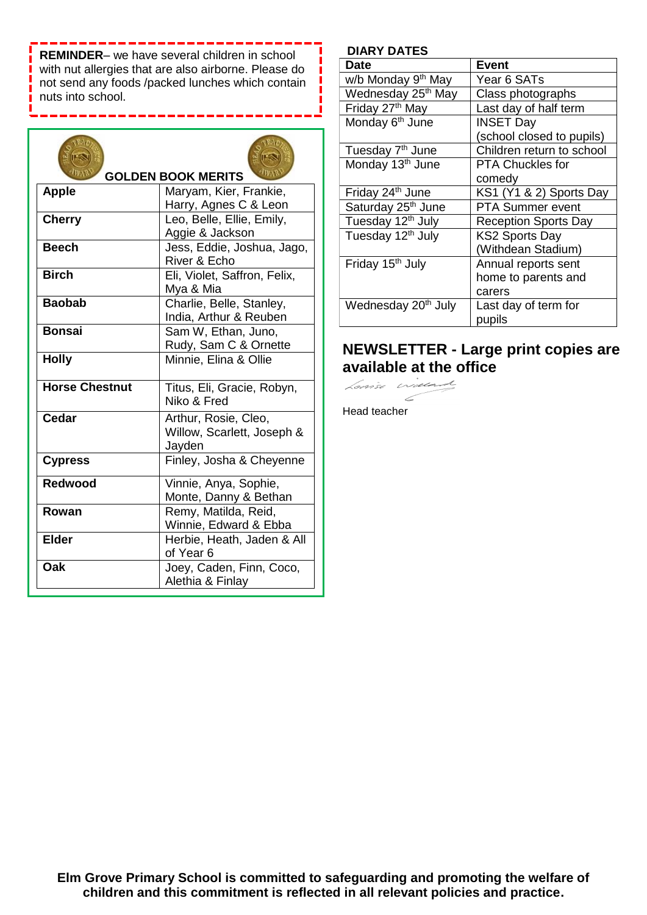**REMINDER**– we have several children in school with nut allergies that are also airborne. Please do not send any foods /packed lunches which contain nuts into school.

**GOLDEN BOOK MERITS**

| | |
|---|---|
| **Apple** | Maryam, Kier, Frankie, Harry, Agnes C & Leon |
| **Cherry** | Leo, Belle, Ellie, Emily, Aggie & Jackson |
| **Beech** | Jess, Eddie, Joshua, Jago, River & Echo |
| **Birch** | Eli, Violet, Saffron, Felix, Mya & Mia |
| **Baobab** | Charlie, Belle, Stanley, India, Arthur & Reuben |
| **Bonsai** | Sam W, Ethan, Juno, Rudy, Sam C & Ornette |
| **Holly** | Minnie, Elina & Ollie |
| **Horse Chestnut** | Titus, Eli, Gracie, Robyn, Niko & Fred |
| **Cedar** | Arthur, Rosie, Cleo, Willow, Scarlett, Joseph & Jayden |
| **Cypress** | Finley, Josha & Cheyenne |
| **Redwood** | Vinnie, Anya, Sophie, Monte, Danny & Bethan |
| **Rowan** | Remy, Matilda, Reid, Winnie, Edward & Ebba |
| **Elder** | Herbie, Heath, Jaden & All of Year 6 |
| **Oak** | Joey, Caden, Finn, Coco, Alethia & Finlay |

**DIARY DATES**

| **Date** | **Event** |
|---|---|
| w/b Monday 9th May | Year 6 SATs |
| Wednesday 25th May | Class photographs |
| Friday 27th May | Last day of half term |
| Monday 6th June | INSET Day (school closed to pupils) |
| Tuesday 7th June | Children return to school |
| Monday 13th June | PTA Chuckles for comedy |
| Friday 24th June | KS1 (Y1 & 2) Sports Day |
| Saturday 25th June | PTA Summer event |
| Tuesday 12th July | Reception Sports Day |
| Tuesday 12th July | KS2 Sports Day (Withdean Stadium) |
| Friday 15th July | Annual reports sent home to parents and carers |
| Wednesday 20th July | Last day of term for pupils |

## NEWSLETTER - Large print copies are available at the office

Louise Willard

Head teacher

**Elm Grove Primary School is committed to safeguarding and promoting the welfare of children and this commitment is reflected in all relevant policies and practice.**